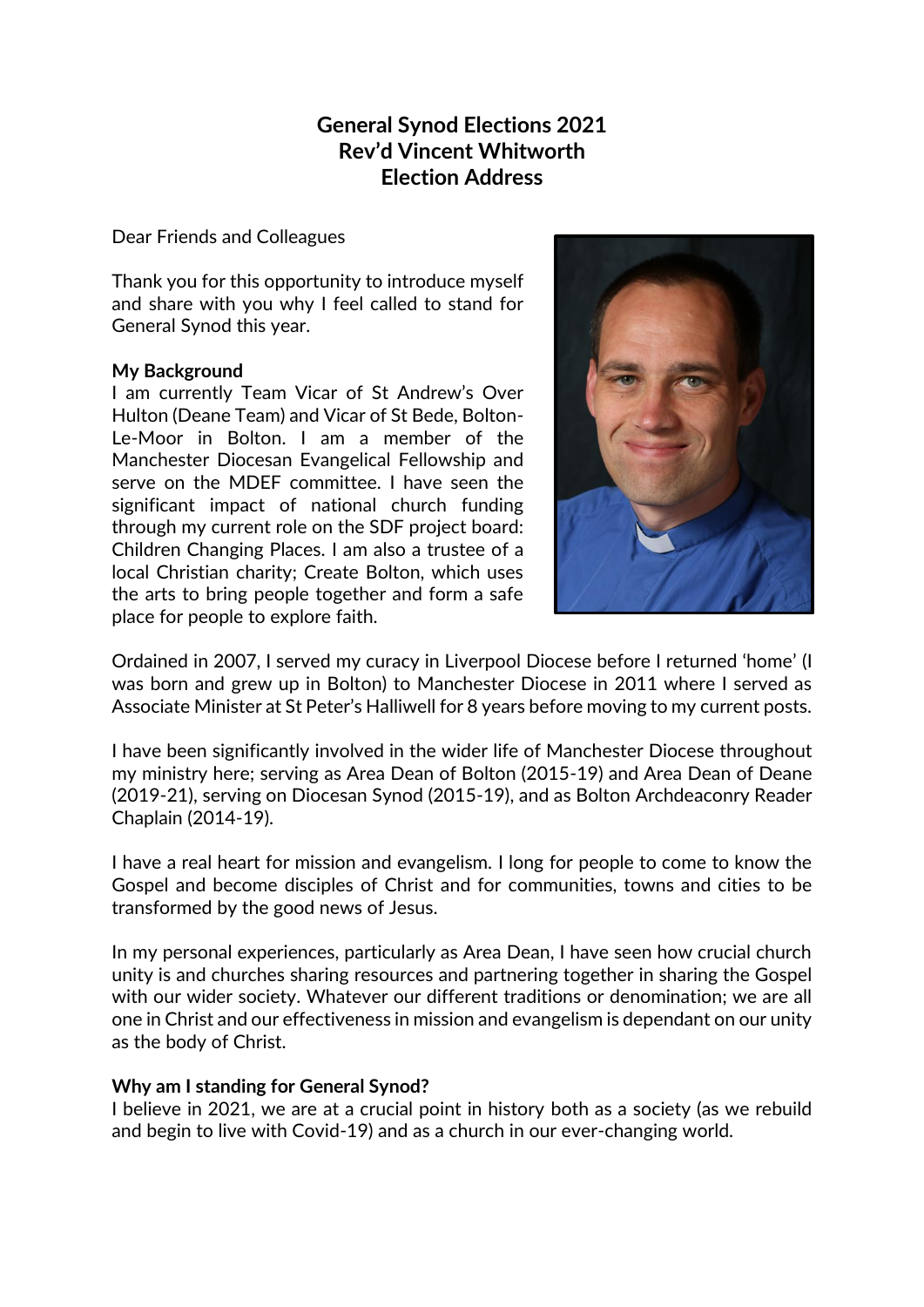# General Synod Elections 2021
# Rev'd Vincent Whitworth
# Election Address

Dear Friends and Colleagues

Thank you for this opportunity to introduce myself and share with you why I feel called to stand for General Synod this year.

**My Background**

I am currently Team Vicar of St Andrew's Over Hulton (Deane Team) and Vicar of St Bede, Bolton-Le-Moor in Bolton. I am a member of the Manchester Diocesan Evangelical Fellowship and serve on the MDEF committee. I have seen the significant impact of national church funding through my current role on the SDF project board: Children Changing Places. I am also a trustee of a local Christian charity; Create Bolton, which uses the arts to bring people together and form a safe place for people to explore faith.

Ordained in 2007, I served my curacy in Liverpool Diocese before I returned 'home' (I was born and grew up in Bolton) to Manchester Diocese in 2011 where I served as Associate Minister at St Peter's Halliwell for 8 years before moving to my current posts.

I have been significantly involved in the wider life of Manchester Diocese throughout my ministry here; serving as Area Dean of Bolton (2015-19) and Area Dean of Deane (2019-21), serving on Diocesan Synod (2015-19), and as Bolton Archdeaconry Reader Chaplain (2014-19).

I have a real heart for mission and evangelism. I long for people to come to know the Gospel and become disciples of Christ and for communities, towns and cities to be transformed by the good news of Jesus.

In my personal experiences, particularly as Area Dean, I have seen how crucial church unity is and churches sharing resources and partnering together in sharing the Gospel with our wider society. Whatever our different traditions or denomination; we are all one in Christ and our effectiveness in mission and evangelism is dependant on our unity as the body of Christ.

**Why am I standing for General Synod?**

I believe in 2021, we are at a crucial point in history both as a society (as we rebuild and begin to live with Covid-19) and as a church in our ever-changing world.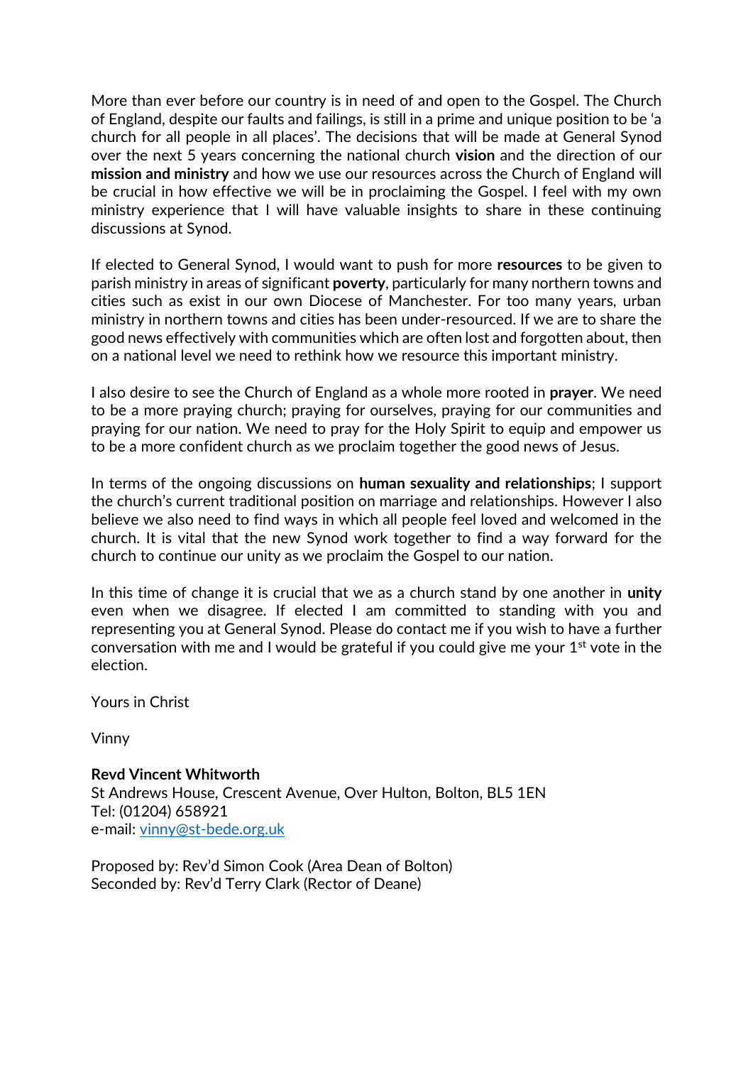More than ever before our country is in need of and open to the Gospel. The Church of England, despite our faults and failings, is still in a prime and unique position to be 'a church for all people in all places'. The decisions that will be made at General Synod over the next 5 years concerning the national church **vision** and the direction of our **mission and ministry** and how we use our resources across the Church of England will be crucial in how effective we will be in proclaiming the Gospel. I feel with my own ministry experience that I will have valuable insights to share in these continuing discussions at Synod.

If elected to General Synod, I would want to push for more **resources** to be given to parish ministry in areas of significant **poverty**, particularly for many northern towns and cities such as exist in our own Diocese of Manchester. For too many years, urban ministry in northern towns and cities has been under-resourced. If we are to share the good news effectively with communities which are often lost and forgotten about, then on a national level we need to rethink how we resource this important ministry.

I also desire to see the Church of England as a whole more rooted in **prayer**. We need to be a more praying church; praying for ourselves, praying for our communities and praying for our nation. We need to pray for the Holy Spirit to equip and empower us to be a more confident church as we proclaim together the good news of Jesus.

In terms of the ongoing discussions on **human sexuality and relationships**; I support the church's current traditional position on marriage and relationships. However I also believe we also need to find ways in which all people feel loved and welcomed in the church. It is vital that the new Synod work together to find a way forward for the church to continue our unity as we proclaim the Gospel to our nation.

In this time of change it is crucial that we as a church stand by one another in **unity** even when we disagree. If elected I am committed to standing with you and representing you at General Synod. Please do contact me if you wish to have a further conversation with me and I would be grateful if you could give me your 1st vote in the election.

Yours in Christ

Vinny

**Revd Vincent Whitworth**
St Andrews House, Crescent Avenue, Over Hulton, Bolton, BL5 1EN
Tel: (01204) 658921
e-mail: vinny@st-bede.org.uk

Proposed by: Rev'd Simon Cook (Area Dean of Bolton)
Seconded by: Rev'd Terry Clark (Rector of Deane)